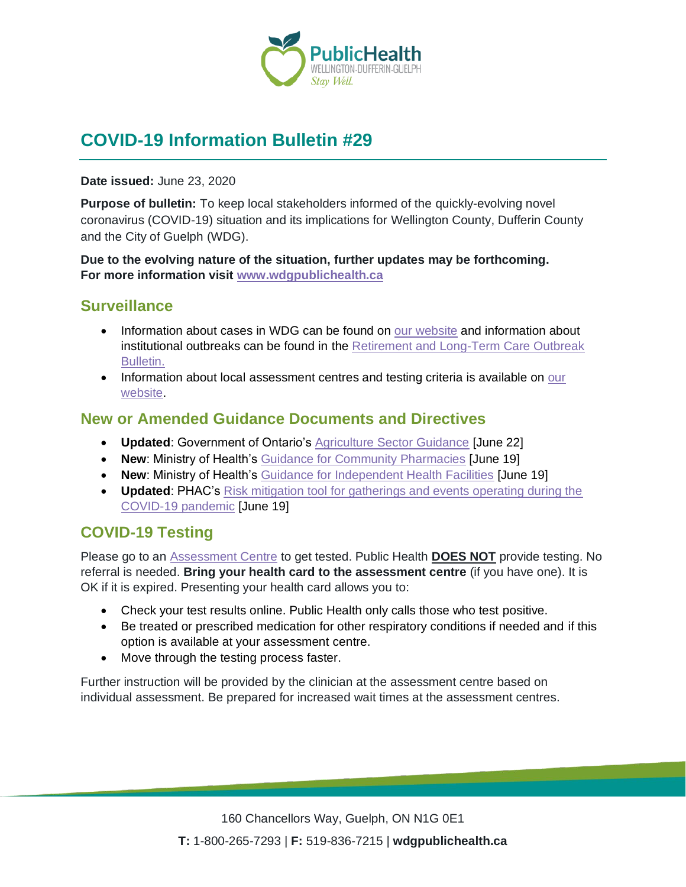# COVID-19 Information Bulletin #29

**Date issued:** June 23, 2020

**Purpose of bulletin:** To keep local stakeholders informed of the quickly-evolving novel coronavirus (COVID-19) situation and its implications for Wellington County, Dufferin County and the City of Guelph (WDG).

**Due to the evolving nature of the situation, further updates may be forthcoming. For more information visit www.wdgpublichealth.ca**

## Surveillance

- Information about cases in WDG can be found on our website and information about institutional outbreaks can be found in the Retirement and Long-Term Care Outbreak Bulletin.
- Information about local assessment centres and testing criteria is available on our website.

## New or Amended Guidance Documents and Directives

- **Updated**: Government of Ontario's Agriculture Sector Guidance [June 22]
- **New**: Ministry of Health's Guidance for Community Pharmacies [June 19]
- **New**: Ministry of Health's Guidance for Independent Health Facilities [June 19]
- **Updated**: PHAC's Risk mitigation tool for gatherings and events operating during the COVID-19 pandemic [June 19]

## COVID-19 Testing

Please go to an Assessment Centre to get tested. Public Health **DOES NOT** provide testing. No referral is needed. **Bring your health card to the assessment centre** (if you have one). It is OK if it is expired. Presenting your health card allows you to:

- Check your test results online. Public Health only calls those who test positive.
- Be treated or prescribed medication for other respiratory conditions if needed and if this option is available at your assessment centre.
- Move through the testing process faster.

Further instruction will be provided by the clinician at the assessment centre based on individual assessment. Be prepared for increased wait times at the assessment centres.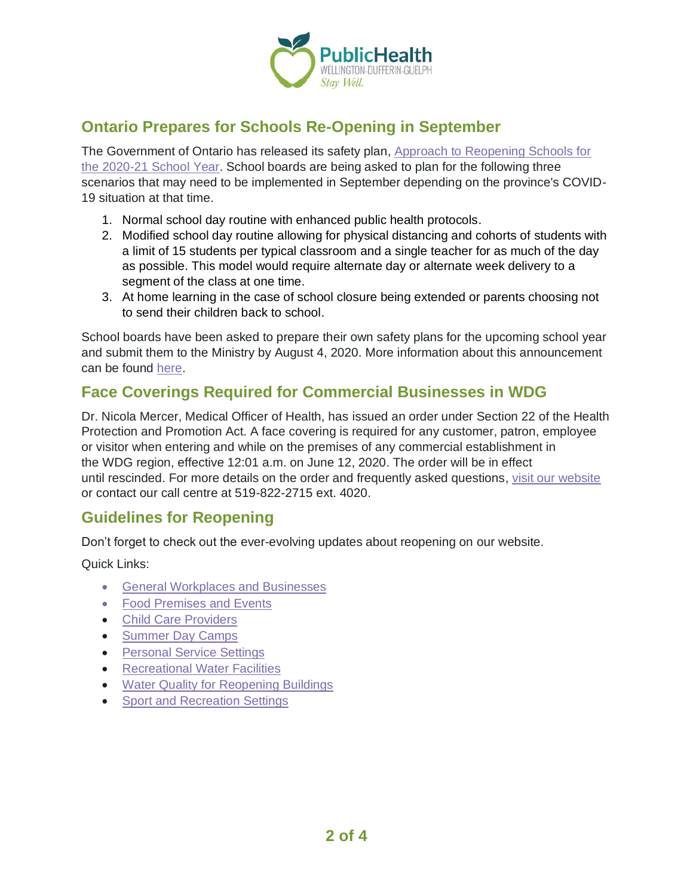## Ontario Prepares for Schools Re-Opening in September

The Government of Ontario has released its safety plan, Approach to Reopening Schools for the 2020-21 School Year. School boards are being asked to plan for the following three scenarios that may need to be implemented in September depending on the province's COVID-19 situation at that time.

1. Normal school day routine with enhanced public health protocols.
2. Modified school day routine allowing for physical distancing and cohorts of students with a limit of 15 students per typical classroom and a single teacher for as much of the day as possible. This model would require alternate day or alternate week delivery to a segment of the class at one time.
3. At home learning in the case of school closure being extended or parents choosing not to send their children back to school.

School boards have been asked to prepare their own safety plans for the upcoming school year and submit them to the Ministry by August 4, 2020. More information about this announcement can be found here.

## Face Coverings Required for Commercial Businesses in WDG

Dr. Nicola Mercer, Medical Officer of Health, has issued an order under Section 22 of the Health Protection and Promotion Act. A face covering is required for any customer, patron, employee or visitor when entering and while on the premises of any commercial establishment in the WDG region, effective 12:01 a.m. on June 12, 2020. The order will be in effect until rescinded. For more details on the order and frequently asked questions, visit our website or contact our call centre at 519-822-2715 ext. 4020.

## Guidelines for Reopening

Don't forget to check out the ever-evolving updates about reopening on our website.

Quick Links:

- General Workplaces and Businesses
- Food Premises and Events
- Child Care Providers
- Summer Day Camps
- Personal Service Settings
- Recreational Water Facilities
- Water Quality for Reopening Buildings
- Sport and Recreation Settings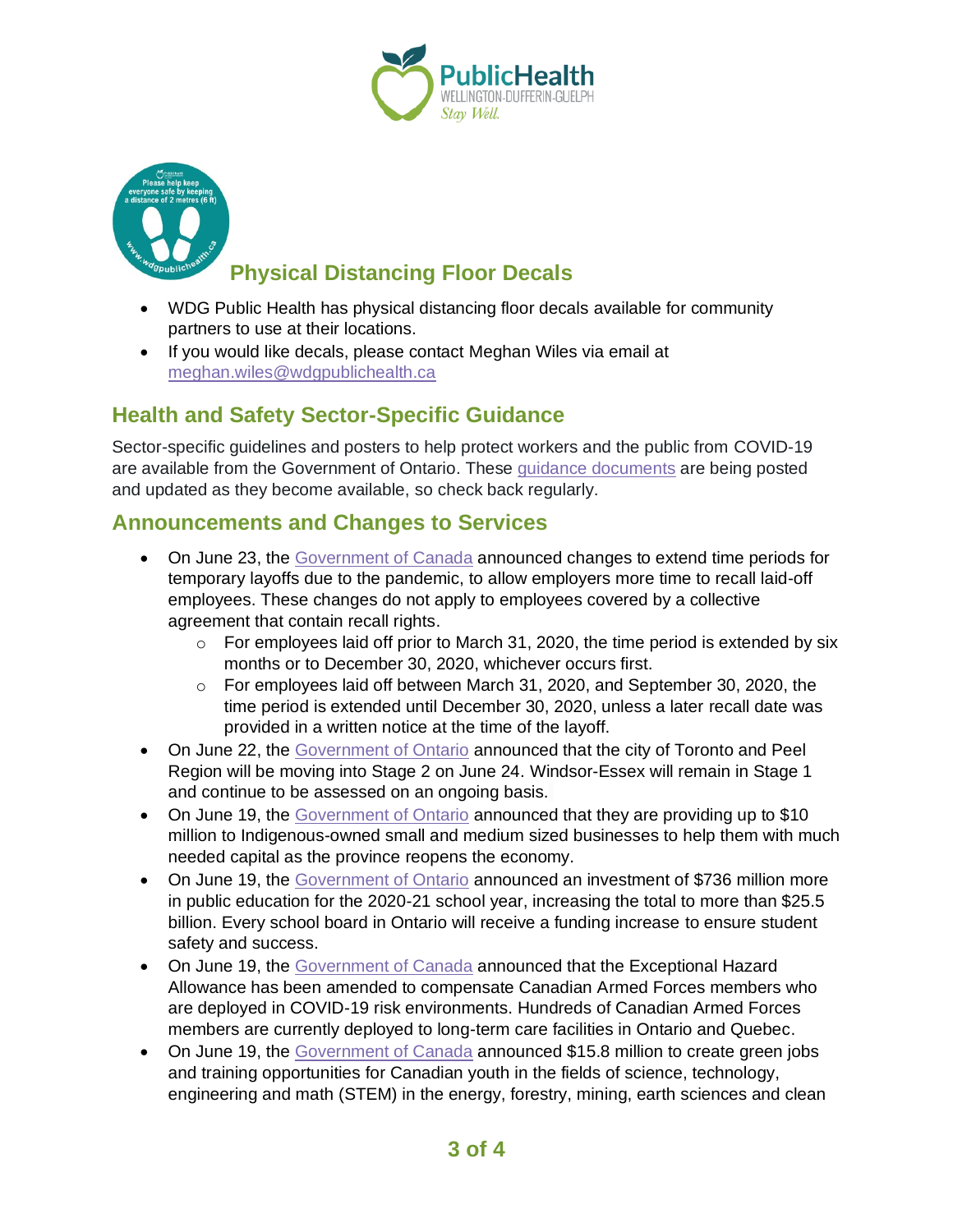## Physical Distancing Floor Decals

- WDG Public Health has physical distancing floor decals available for community partners to use at their locations.
- If you would like decals, please contact Meghan Wiles via email at meghan.wiles@wdgpublichealth.ca

## Health and Safety Sector-Specific Guidance

Sector-specific guidelines and posters to help protect workers and the public from COVID-19 are available from the Government of Ontario. These guidance documents are being posted and updated as they become available, so check back regularly.

## Announcements and Changes to Services

- On June 23, the Government of Canada announced changes to extend time periods for temporary layoffs due to the pandemic, to allow employers more time to recall laid-off employees. These changes do not apply to employees covered by a collective agreement that contain recall rights.
  - For employees laid off prior to March 31, 2020, the time period is extended by six months or to December 30, 2020, whichever occurs first.
  - For employees laid off between March 31, 2020, and September 30, 2020, the time period is extended until December 30, 2020, unless a later recall date was provided in a written notice at the time of the layoff.
- On June 22, the Government of Ontario announced that the city of Toronto and Peel Region will be moving into Stage 2 on June 24. Windsor-Essex will remain in Stage 1 and continue to be assessed on an ongoing basis.
- On June 19, the Government of Ontario announced that they are providing up to $10 million to Indigenous-owned small and medium sized businesses to help them with much needed capital as the province reopens the economy.
- On June 19, the Government of Ontario announced an investment of $736 million more in public education for the 2020-21 school year, increasing the total to more than $25.5 billion. Every school board in Ontario will receive a funding increase to ensure student safety and success.
- On June 19, the Government of Canada announced that the Exceptional Hazard Allowance has been amended to compensate Canadian Armed Forces members who are deployed in COVID-19 risk environments. Hundreds of Canadian Armed Forces members are currently deployed to long-term care facilities in Ontario and Quebec.
- On June 19, the Government of Canada announced $15.8 million to create green jobs and training opportunities for Canadian youth in the fields of science, technology, engineering and math (STEM) in the energy, forestry, mining, earth sciences and clean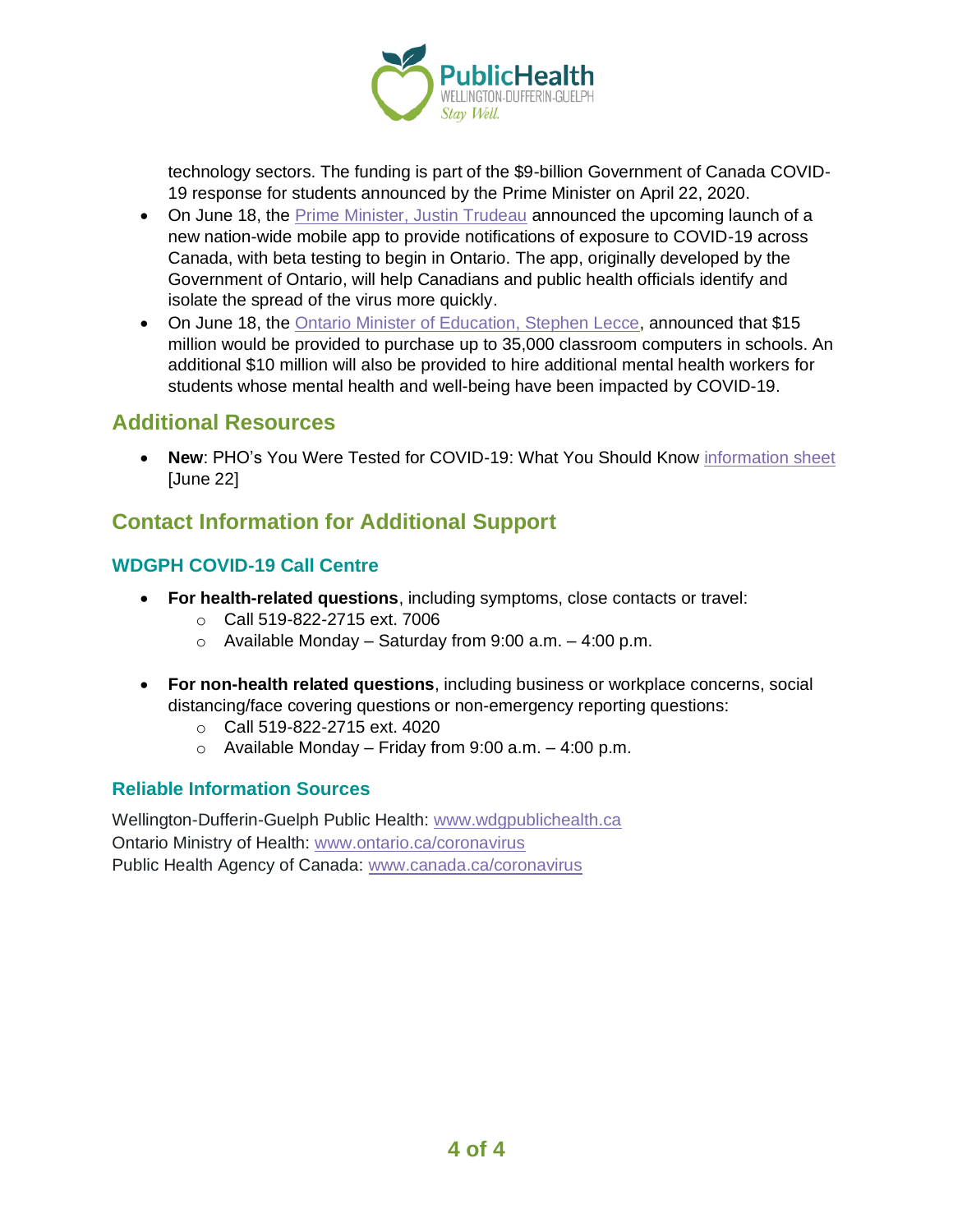technology sectors. The funding is part of the $9-billion Government of Canada COVID-19 response for students announced by the Prime Minister on April 22, 2020.

- On June 18, the Prime Minister, Justin Trudeau announced the upcoming launch of a new nation-wide mobile app to provide notifications of exposure to COVID-19 across Canada, with beta testing to begin in Ontario. The app, originally developed by the Government of Ontario, will help Canadians and public health officials identify and isolate the spread of the virus more quickly.
- On June 18, the Ontario Minister of Education, Stephen Lecce, announced that $15 million would be provided to purchase up to 35,000 classroom computers in schools. An additional $10 million will also be provided to hire additional mental health workers for students whose mental health and well-being have been impacted by COVID-19.

## Additional Resources

- **New**: PHO's You Were Tested for COVID-19: What You Should Know information sheet [June 22]

## Contact Information for Additional Support

### WDGPH COVID-19 Call Centre

- **For health-related questions**, including symptoms, close contacts or travel:
  - Call 519-822-2715 ext. 7006
  - Available Monday – Saturday from 9:00 a.m. – 4:00 p.m.

- **For non-health related questions**, including business or workplace concerns, social distancing/face covering questions or non-emergency reporting questions:
  - Call 519-822-2715 ext. 4020
  - Available Monday – Friday from 9:00 a.m. – 4:00 p.m.

### Reliable Information Sources

Wellington-Dufferin-Guelph Public Health: www.wdgpublichealth.ca
Ontario Ministry of Health: www.ontario.ca/coronavirus
Public Health Agency of Canada: www.canada.ca/coronavirus